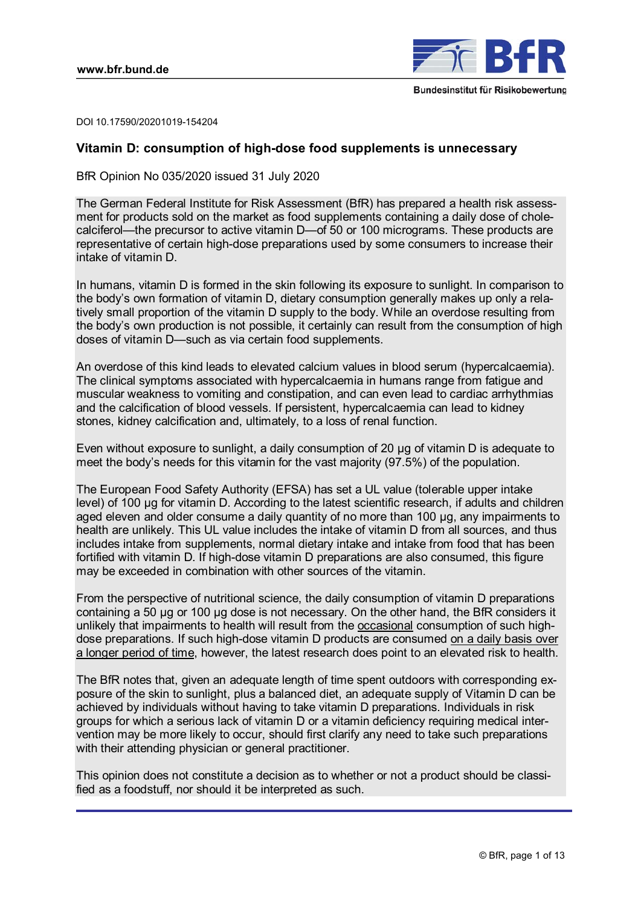DOI 10.17590/20201019-154204

# Vitamin D: consumption of high-dose food supplements is unnecessary

BfR Opinion No 035/2020 issued 31 July 2020

The German Federal Institute for Risk Assessment (BfR) has prepared a health risk assessment for products sold on the market as food supplements containing a daily dose of cholecalciferol—the precursor to active vitamin D—of 50 or 100 micrograms. These products are representative of certain high-dose preparations used by some consumers to increase their intake of vitamin D.

In humans, vitamin D is formed in the skin following its exposure to sunlight. In comparison to the body's own formation of vitamin D, dietary consumption generally makes up only a relatively small proportion of the vitamin D supply to the body. While an overdose resulting from the body's own production is not possible, it certainly can result from the consumption of high doses of vitamin D—such as via certain food supplements.

An overdose of this kind leads to elevated calcium values in blood serum (hypercalcaemia). The clinical symptoms associated with hypercalcaemia in humans range from fatigue and muscular weakness to vomiting and constipation, and can even lead to cardiac arrhythmias and the calcification of blood vessels. If persistent, hypercalcaemia can lead to kidney stones, kidney calcification and, ultimately, to a loss of renal function.

Even without exposure to sunlight, a daily consumption of 20 µg of vitamin D is adequate to meet the body's needs for this vitamin for the vast majority (97.5%) of the population.

The European Food Safety Authority (EFSA) has set a UL value (tolerable upper intake level) of 100 µg for vitamin D. According to the latest scientific research, if adults and children aged eleven and older consume a daily quantity of no more than 100 µg, any impairments to health are unlikely. This UL value includes the intake of vitamin D from all sources, and thus includes intake from supplements, normal dietary intake and intake from food that has been fortified with vitamin D. If high-dose vitamin D preparations are also consumed, this figure may be exceeded in combination with other sources of the vitamin.

From the perspective of nutritional science, the daily consumption of vitamin D preparations containing a 50 µg or 100 µg dose is not necessary. On the other hand, the BfR considers it unlikely that impairments to health will result from the <u>occasional</u> consumption of such high-dose preparations. If such high-dose vitamin D products are consumed <u>on a daily basis over a longer period of time</u>, however, the latest research does point to an elevated risk to health.

The BfR notes that, given an adequate length of time spent outdoors with corresponding exposure of the skin to sunlight, plus a balanced diet, an adequate supply of Vitamin D can be achieved by individuals without having to take vitamin D preparations. Individuals in risk groups for which a serious lack of vitamin D or a vitamin deficiency requiring medical intervention may be more likely to occur, should first clarify any need to take such preparations with their attending physician or general practitioner.

This opinion does not constitute a decision as to whether or not a product should be classified as a foodstuff, nor should it be interpreted as such.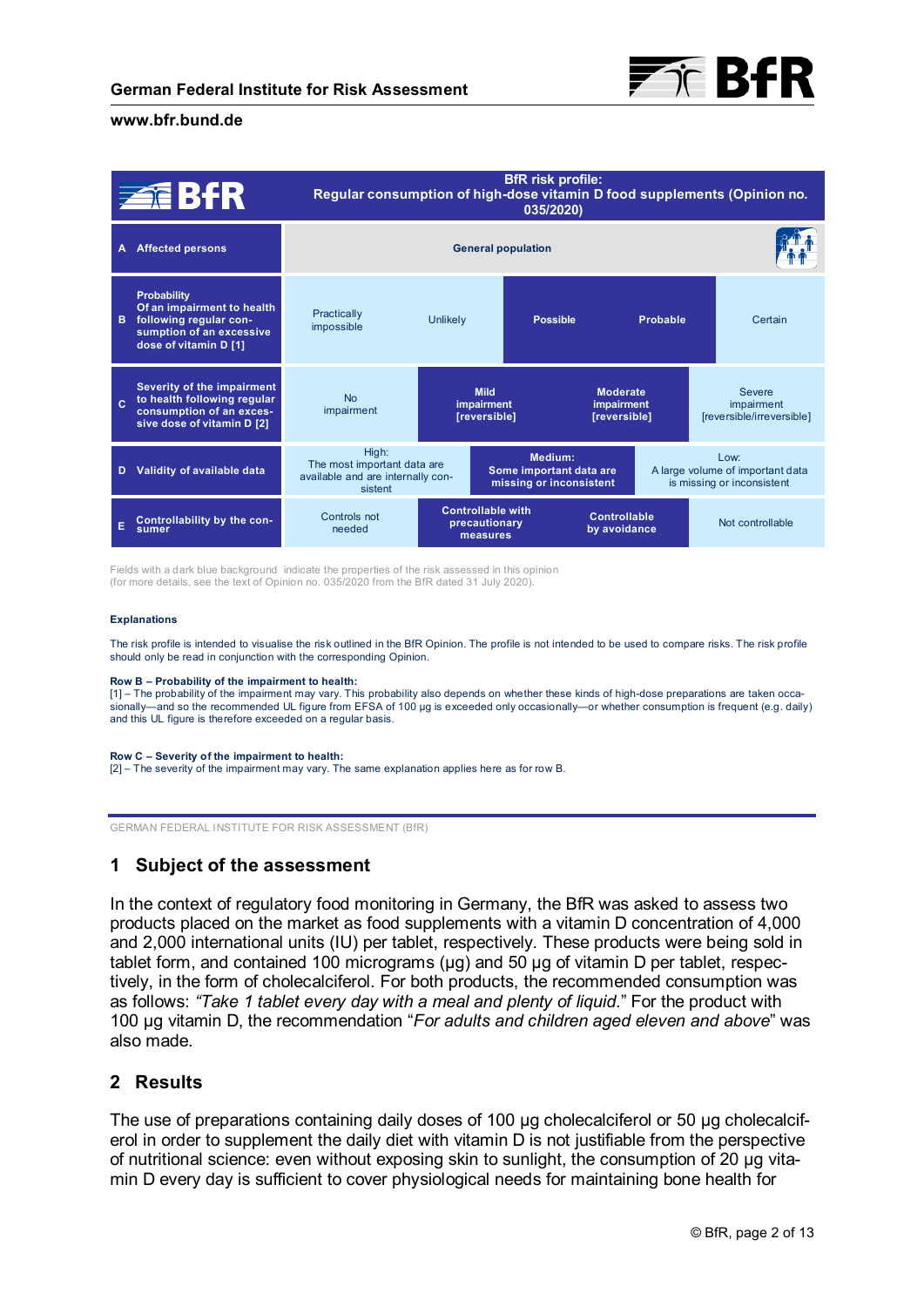| BfR | BfR risk profile: Regular consumption of high-dose vitamin D food supplements (Opinion no. 035/2020) | | | | |
|---|---|---|---|---|---|
| **A** Affected persons | General population | | | | |
| **B** Probability Of an impairment to health following regular consumption of an excessive dose of vitamin D [1] | Practically impossible | Unlikely | **Possible** | **Probable** | Certain |
| **C** Severity of the impairment to health following regular consumption of an excessive dose of vitamin D [2] | No impairment | **Mild impairment [reversible]** | **Moderate impairment [reversible]** | Severe impairment [reversible/irreversible] | |
| **D** Validity of available data | High: The most important data are available and are internally consistent | **Medium: Some important data are missing or inconsistent** | Low: A large volume of important data is missing or inconsistent | | |
| **E** Controllability by the consumer | Controls not needed | **Controllable with precautionary measures** | **Controllable by avoidance** | Not controllable | |

Fields with a dark blue background indicate the properties of the risk assessed in this opinion (for more details, see the text of Opinion no. 035/2020 from the BfR dated 31 July 2020).

**Explanations**

The risk profile is intended to visualise the risk outlined in the BfR Opinion. The profile is not intended to be used to compare risks. The risk profile should only be read in conjunction with the corresponding Opinion.

**Row B – Probability of the impairment to health:**
[1] – The probability of the impairment may vary. This probability also depends on whether these kinds of high-dose preparations are taken occasionally—and so the recommended UL figure from EFSA of 100 µg is exceeded only occasionally—or whether consumption is frequent (e.g. daily) and this UL figure is therefore exceeded on a regular basis.

**Row C – Severity of the impairment to health:**
[2] – The severity of the impairment may vary. The same explanation applies here as for row B.

GERMAN FEDERAL INSTITUTE FOR RISK ASSESSMENT (BfR)

## 1 Subject of the assessment

In the context of regulatory food monitoring in Germany, the BfR was asked to assess two products placed on the market as food supplements with a vitamin D concentration of 4,000 and 2,000 international units (IU) per tablet, respectively. These products were being sold in tablet form, and contained 100 micrograms (µg) and 50 µg of vitamin D per tablet, respectively, in the form of cholecalciferol. For both products, the recommended consumption was as follows: *"Take 1 tablet every day with a meal and plenty of liquid*." For the product with 100 µg vitamin D, the recommendation "*For adults and children aged eleven and above*" was also made.

## 2 Results

The use of preparations containing daily doses of 100 µg cholecalciferol or 50 µg cholecalciferol in order to supplement the daily diet with vitamin D is not justifiable from the perspective of nutritional science: even without exposing skin to sunlight, the consumption of 20 µg vitamin D every day is sufficient to cover physiological needs for maintaining bone health for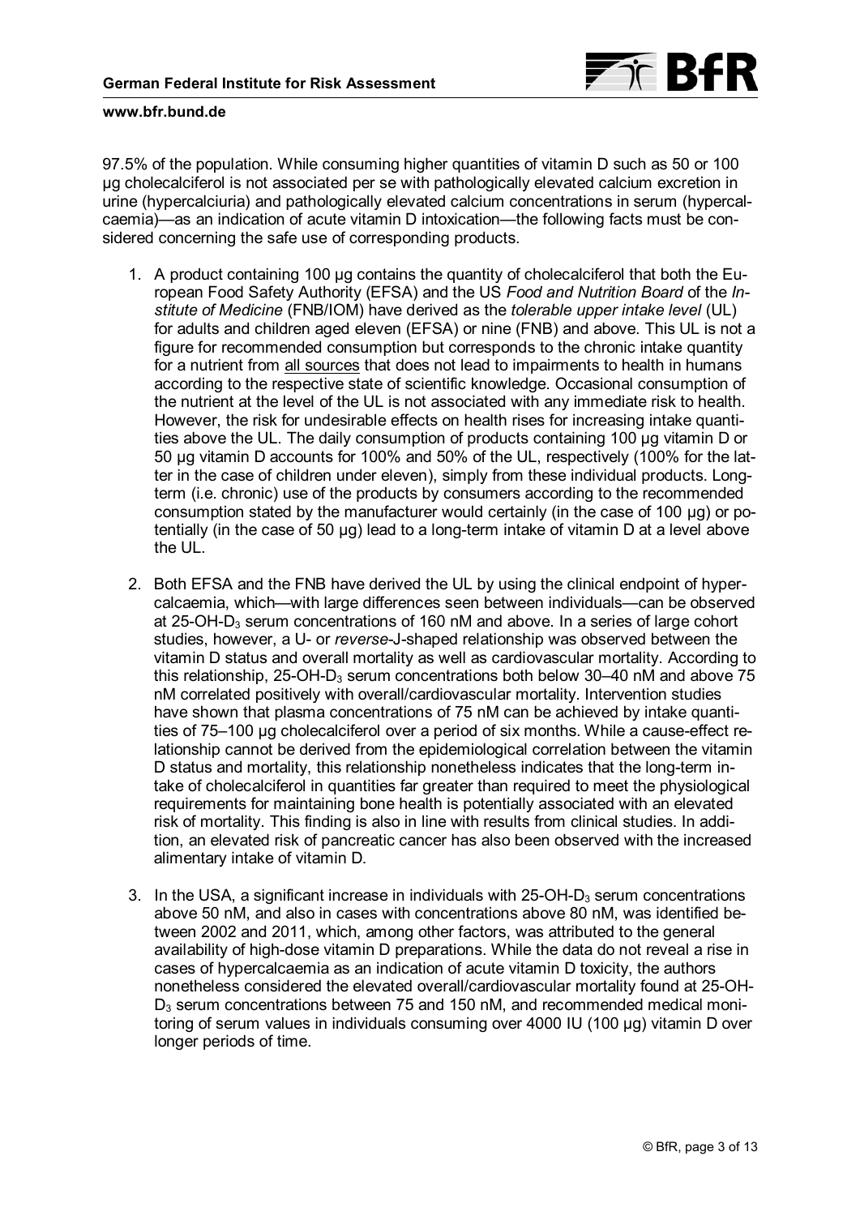97.5% of the population. While consuming higher quantities of vitamin D such as 50 or 100 µg cholecalciferol is not associated per se with pathologically elevated calcium excretion in urine (hypercalciuria) and pathologically elevated calcium concentrations in serum (hypercalcaemia)—as an indication of acute vitamin D intoxication—the following facts must be considered concerning the safe use of corresponding products.

1. A product containing 100 µg contains the quantity of cholecalciferol that both the European Food Safety Authority (EFSA) and the US *Food and Nutrition Board* of the *Institute of Medicine* (FNB/IOM) have derived as the *tolerable upper intake level* (UL) for adults and children aged eleven (EFSA) or nine (FNB) and above. This UL is not a figure for recommended consumption but corresponds to the chronic intake quantity for a nutrient from all sources that does not lead to impairments to health in humans according to the respective state of scientific knowledge. Occasional consumption of the nutrient at the level of the UL is not associated with any immediate risk to health. However, the risk for undesirable effects on health rises for increasing intake quantities above the UL. The daily consumption of products containing 100 µg vitamin D or 50 µg vitamin D accounts for 100% and 50% of the UL, respectively (100% for the latter in the case of children under eleven), simply from these individual products. Long-term (i.e. chronic) use of the products by consumers according to the recommended consumption stated by the manufacturer would certainly (in the case of 100 µg) or potentially (in the case of 50 µg) lead to a long-term intake of vitamin D at a level above the UL.

2. Both EFSA and the FNB have derived the UL by using the clinical endpoint of hypercalcaemia, which—with large differences seen between individuals—can be observed at 25-OH-$D_3$ serum concentrations of 160 nM and above. In a series of large cohort studies, however, a U- or *reverse*-J-shaped relationship was observed between the vitamin D status and overall mortality as well as cardiovascular mortality. According to this relationship, 25-OH-$D_3$ serum concentrations both below 30–40 nM and above 75 nM correlated positively with overall/cardiovascular mortality. Intervention studies have shown that plasma concentrations of 75 nM can be achieved by intake quantities of 75–100 µg cholecalciferol over a period of six months. While a cause-effect relationship cannot be derived from the epidemiological correlation between the vitamin D status and mortality, this relationship nonetheless indicates that the long-term intake of cholecalciferol in quantities far greater than required to meet the physiological requirements for maintaining bone health is potentially associated with an elevated risk of mortality. This finding is also in line with results from clinical studies. In addition, an elevated risk of pancreatic cancer has also been observed with the increased alimentary intake of vitamin D.

3. In the USA, a significant increase in individuals with 25-OH-$D_3$ serum concentrations above 50 nM, and also in cases with concentrations above 80 nM, was identified between 2002 and 2011, which, among other factors, was attributed to the general availability of high-dose vitamin D preparations. While the data do not reveal a rise in cases of hypercalcaemia as an indication of acute vitamin D toxicity, the authors nonetheless considered the elevated overall/cardiovascular mortality found at 25-OH-$D_3$ serum concentrations between 75 and 150 nM, and recommended medical monitoring of serum values in individuals consuming over 4000 IU (100 µg) vitamin D over longer periods of time.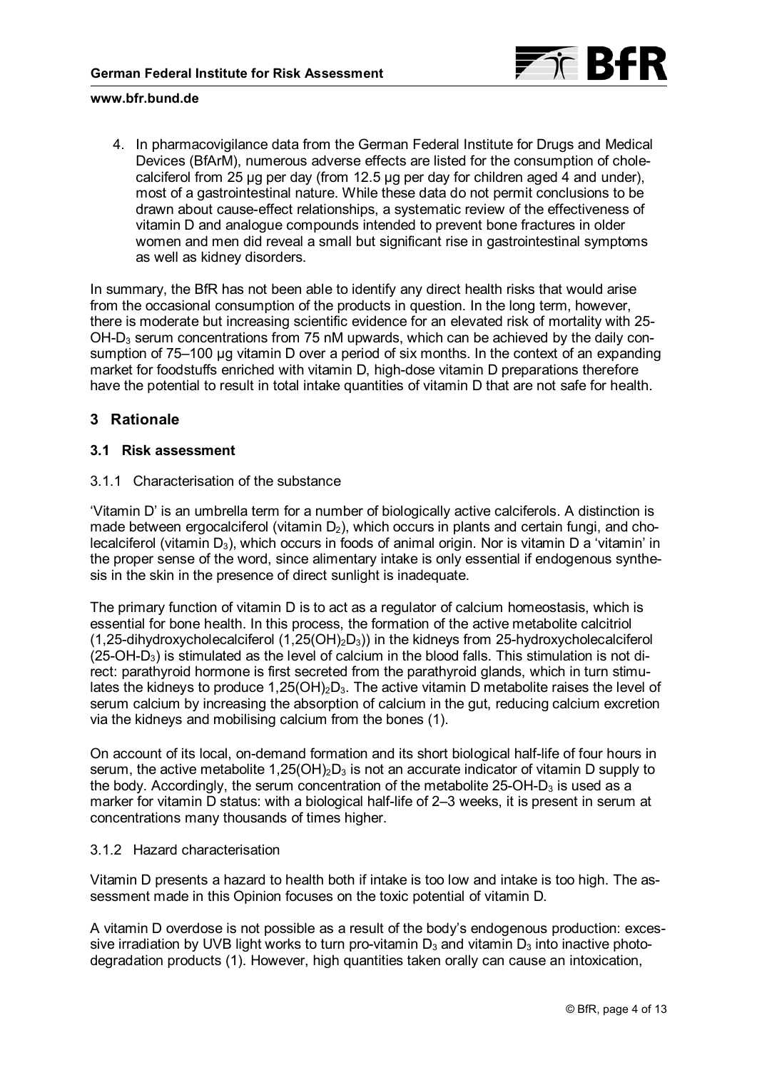4. In pharmacovigilance data from the German Federal Institute for Drugs and Medical Devices (BfArM), numerous adverse effects are listed for the consumption of cholecalciferol from 25 µg per day (from 12.5 µg per day for children aged 4 and under), most of a gastrointestinal nature. While these data do not permit conclusions to be drawn about cause-effect relationships, a systematic review of the effectiveness of vitamin D and analogue compounds intended to prevent bone fractures in older women and men did reveal a small but significant rise in gastrointestinal symptoms as well as kidney disorders.

In summary, the BfR has not been able to identify any direct health risks that would arise from the occasional consumption of the products in question. In the long term, however, there is moderate but increasing scientific evidence for an elevated risk of mortality with 25-OH-$D_3$ serum concentrations from 75 nM upwards, which can be achieved by the daily consumption of 75–100 µg vitamin D over a period of six months. In the context of an expanding market for foodstuffs enriched with vitamin D, high-dose vitamin D preparations therefore have the potential to result in total intake quantities of vitamin D that are not safe for health.

## 3 Rationale

### 3.1 Risk assessment

#### 3.1.1 Characterisation of the substance

'Vitamin D' is an umbrella term for a number of biologically active calciferols. A distinction is made between ergocalciferol (vitamin $D_2$), which occurs in plants and certain fungi, and cholecalciferol (vitamin $D_3$), which occurs in foods of animal origin. Nor is vitamin D a 'vitamin' in the proper sense of the word, since alimentary intake is only essential if endogenous synthesis in the skin in the presence of direct sunlight is inadequate.

The primary function of vitamin D is to act as a regulator of calcium homeostasis, which is essential for bone health. In this process, the formation of the active metabolite calcitriol (1,25-dihydroxycholecalciferol (1,25$(OH)_2D_3$)) in the kidneys from 25-hydroxycholecalciferol (25-OH-$D_3$) is stimulated as the level of calcium in the blood falls. This stimulation is not direct: parathyroid hormone is first secreted from the parathyroid glands, which in turn stimulates the kidneys to produce 1,25$(OH)_2D_3$. The active vitamin D metabolite raises the level of serum calcium by increasing the absorption of calcium in the gut, reducing calcium excretion via the kidneys and mobilising calcium from the bones (1).

On account of its local, on-demand formation and its short biological half-life of four hours in serum, the active metabolite 1,25$(OH)_2D_3$ is not an accurate indicator of vitamin D supply to the body. Accordingly, the serum concentration of the metabolite 25-OH-$D_3$ is used as a marker for vitamin D status: with a biological half-life of 2–3 weeks, it is present in serum at concentrations many thousands of times higher.

#### 3.1.2 Hazard characterisation

Vitamin D presents a hazard to health both if intake is too low and intake is too high. The assessment made in this Opinion focuses on the toxic potential of vitamin D.

A vitamin D overdose is not possible as a result of the body's endogenous production: excessive irradiation by UVB light works to turn pro-vitamin $D_3$ and vitamin $D_3$ into inactive photodegradation products (1). However, high quantities taken orally can cause an intoxication,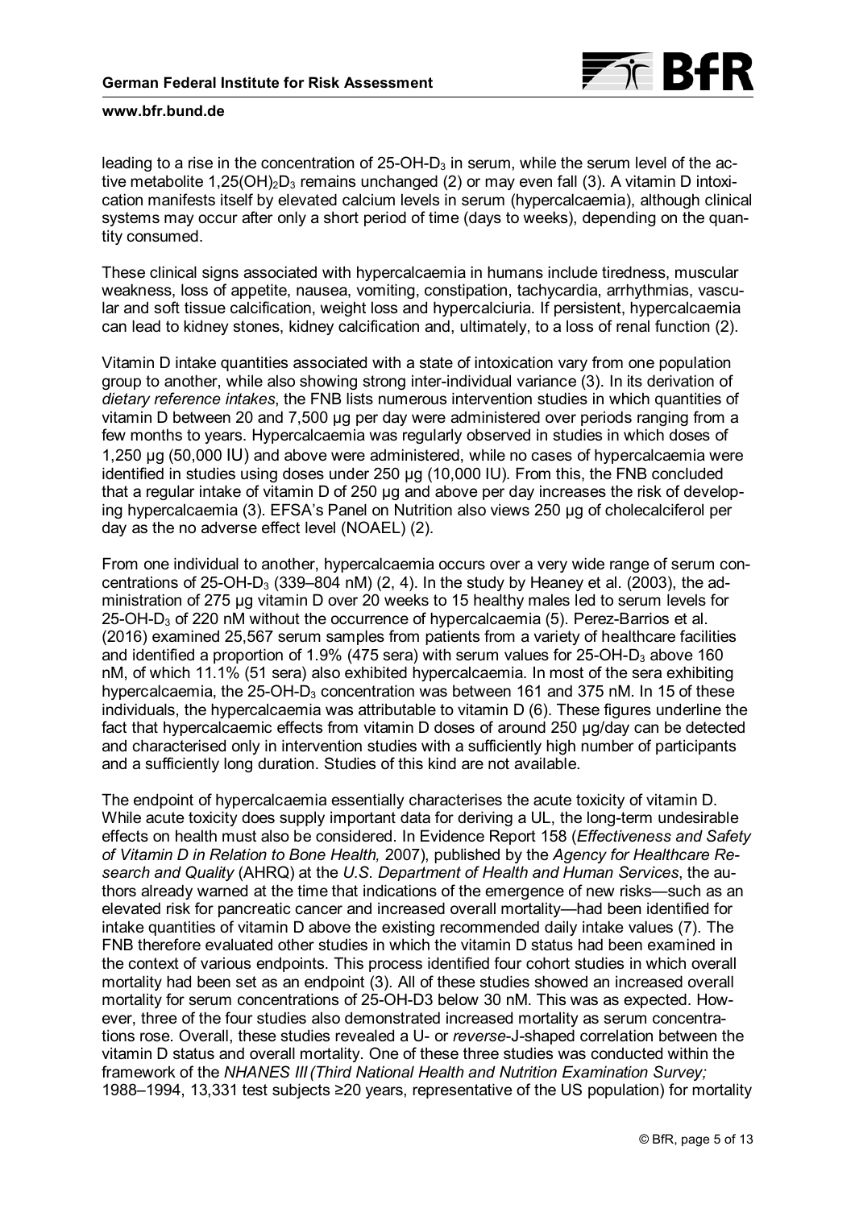leading to a rise in the concentration of 25-OH-$D_3$ in serum, while the serum level of the active metabolite 1,25$(OH)_2D_3$ remains unchanged (2) or may even fall (3). A vitamin D intoxication manifests itself by elevated calcium levels in serum (hypercalcaemia), although clinical systems may occur after only a short period of time (days to weeks), depending on the quantity consumed.

These clinical signs associated with hypercalcaemia in humans include tiredness, muscular weakness, loss of appetite, nausea, vomiting, constipation, tachycardia, arrhythmias, vascular and soft tissue calcification, weight loss and hypercalciuria. If persistent, hypercalcaemia can lead to kidney stones, kidney calcification and, ultimately, to a loss of renal function (2).

Vitamin D intake quantities associated with a state of intoxication vary from one population group to another, while also showing strong inter-individual variance (3). In its derivation of *dietary reference intakes*, the FNB lists numerous intervention studies in which quantities of vitamin D between 20 and 7,500 µg per day were administered over periods ranging from a few months to years. Hypercalcaemia was regularly observed in studies in which doses of 1,250 µg (50,000 IU) and above were administered, while no cases of hypercalcaemia were identified in studies using doses under 250 µg (10,000 IU). From this, the FNB concluded that a regular intake of vitamin D of 250 µg and above per day increases the risk of developing hypercalcaemia (3). EFSA's Panel on Nutrition also views 250 µg of cholecalciferol per day as the no adverse effect level (NOAEL) (2).

From one individual to another, hypercalcaemia occurs over a very wide range of serum concentrations of 25-OH-$D_3$ (339–804 nM) (2, 4). In the study by Heaney et al. (2003), the administration of 275 µg vitamin D over 20 weeks to 15 healthy males led to serum levels for 25-OH-$D_3$ of 220 nM without the occurrence of hypercalcaemia (5). Perez-Barrios et al. (2016) examined 25,567 serum samples from patients from a variety of healthcare facilities and identified a proportion of 1.9% (475 sera) with serum values for 25-OH-$D_3$ above 160 nM, of which 11.1% (51 sera) also exhibited hypercalcaemia. In most of the sera exhibiting hypercalcaemia, the 25-OH-$D_3$ concentration was between 161 and 375 nM. In 15 of these individuals, the hypercalcaemia was attributable to vitamin D (6). These figures underline the fact that hypercalcaemic effects from vitamin D doses of around 250 µg/day can be detected and characterised only in intervention studies with a sufficiently high number of participants and a sufficiently long duration. Studies of this kind are not available.

The endpoint of hypercalcaemia essentially characterises the acute toxicity of vitamin D. While acute toxicity does supply important data for deriving a UL, the long-term undesirable effects on health must also be considered. In Evidence Report 158 (*Effectiveness and Safety of Vitamin D in Relation to Bone Health,* 2007), published by the *Agency for Healthcare Research and Quality* (AHRQ) at the *U.S. Department of Health and Human Services*, the authors already warned at the time that indications of the emergence of new risks—such as an elevated risk for pancreatic cancer and increased overall mortality—had been identified for intake quantities of vitamin D above the existing recommended daily intake values (7). The FNB therefore evaluated other studies in which the vitamin D status had been examined in the context of various endpoints. This process identified four cohort studies in which overall mortality had been set as an endpoint (3). All of these studies showed an increased overall mortality for serum concentrations of 25-OH-D3 below 30 nM. This was as expected. However, three of the four studies also demonstrated increased mortality as serum concentrations rose. Overall, these studies revealed a U- or *reverse*-J-shaped correlation between the vitamin D status and overall mortality. One of these three studies was conducted within the framework of the *NHANES III (Third National Health and Nutrition Examination Survey;* 1988–1994, 13,331 test subjects ≥20 years, representative of the US population) for mortality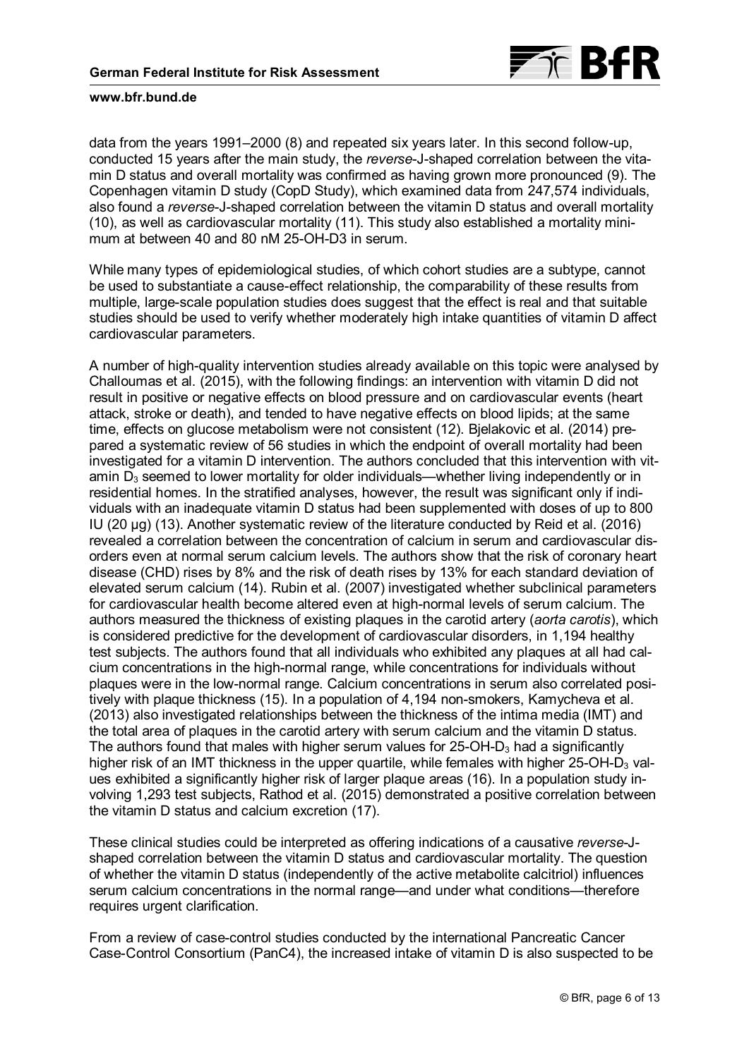data from the years 1991–2000 (8) and repeated six years later. In this second follow-up, conducted 15 years after the main study, the *reverse*-J-shaped correlation between the vitamin D status and overall mortality was confirmed as having grown more pronounced (9). The Copenhagen vitamin D study (CopD Study), which examined data from 247,574 individuals, also found a *reverse*-J-shaped correlation between the vitamin D status and overall mortality (10), as well as cardiovascular mortality (11). This study also established a mortality minimum at between 40 and 80 nM 25-OH-D3 in serum.

While many types of epidemiological studies, of which cohort studies are a subtype, cannot be used to substantiate a cause-effect relationship, the comparability of these results from multiple, large-scale population studies does suggest that the effect is real and that suitable studies should be used to verify whether moderately high intake quantities of vitamin D affect cardiovascular parameters.

A number of high-quality intervention studies already available on this topic were analysed by Challoumas et al. (2015), with the following findings: an intervention with vitamin D did not result in positive or negative effects on blood pressure and on cardiovascular events (heart attack, stroke or death), and tended to have negative effects on blood lipids; at the same time, effects on glucose metabolism were not consistent (12). Bjelakovic et al. (2014) prepared a systematic review of 56 studies in which the endpoint of overall mortality had been investigated for a vitamin D intervention. The authors concluded that this intervention with vitamin $D_3$ seemed to lower mortality for older individuals—whether living independently or in residential homes. In the stratified analyses, however, the result was significant only if individuals with an inadequate vitamin D status had been supplemented with doses of up to 800 IU (20 µg) (13). Another systematic review of the literature conducted by Reid et al. (2016) revealed a correlation between the concentration of calcium in serum and cardiovascular disorders even at normal serum calcium levels. The authors show that the risk of coronary heart disease (CHD) rises by 8% and the risk of death rises by 13% for each standard deviation of elevated serum calcium (14). Rubin et al. (2007) investigated whether subclinical parameters for cardiovascular health become altered even at high-normal levels of serum calcium. The authors measured the thickness of existing plaques in the carotid artery (*aorta carotis*), which is considered predictive for the development of cardiovascular disorders, in 1,194 healthy test subjects. The authors found that all individuals who exhibited any plaques at all had calcium concentrations in the high-normal range, while concentrations for individuals without plaques were in the low-normal range. Calcium concentrations in serum also correlated positively with plaque thickness (15). In a population of 4,194 non-smokers, Kamycheva et al. (2013) also investigated relationships between the thickness of the intima media (IMT) and the total area of plaques in the carotid artery with serum calcium and the vitamin D status. The authors found that males with higher serum values for 25-OH-$D_3$ had a significantly higher risk of an IMT thickness in the upper quartile, while females with higher 25-OH-$D_3$ values exhibited a significantly higher risk of larger plaque areas (16). In a population study involving 1,293 test subjects, Rathod et al. (2015) demonstrated a positive correlation between the vitamin D status and calcium excretion (17).

These clinical studies could be interpreted as offering indications of a causative *reverse*-J-shaped correlation between the vitamin D status and cardiovascular mortality. The question of whether the vitamin D status (independently of the active metabolite calcitriol) influences serum calcium concentrations in the normal range—and under what conditions—therefore requires urgent clarification.

From a review of case-control studies conducted by the international Pancreatic Cancer Case-Control Consortium (PanC4), the increased intake of vitamin D is also suspected to be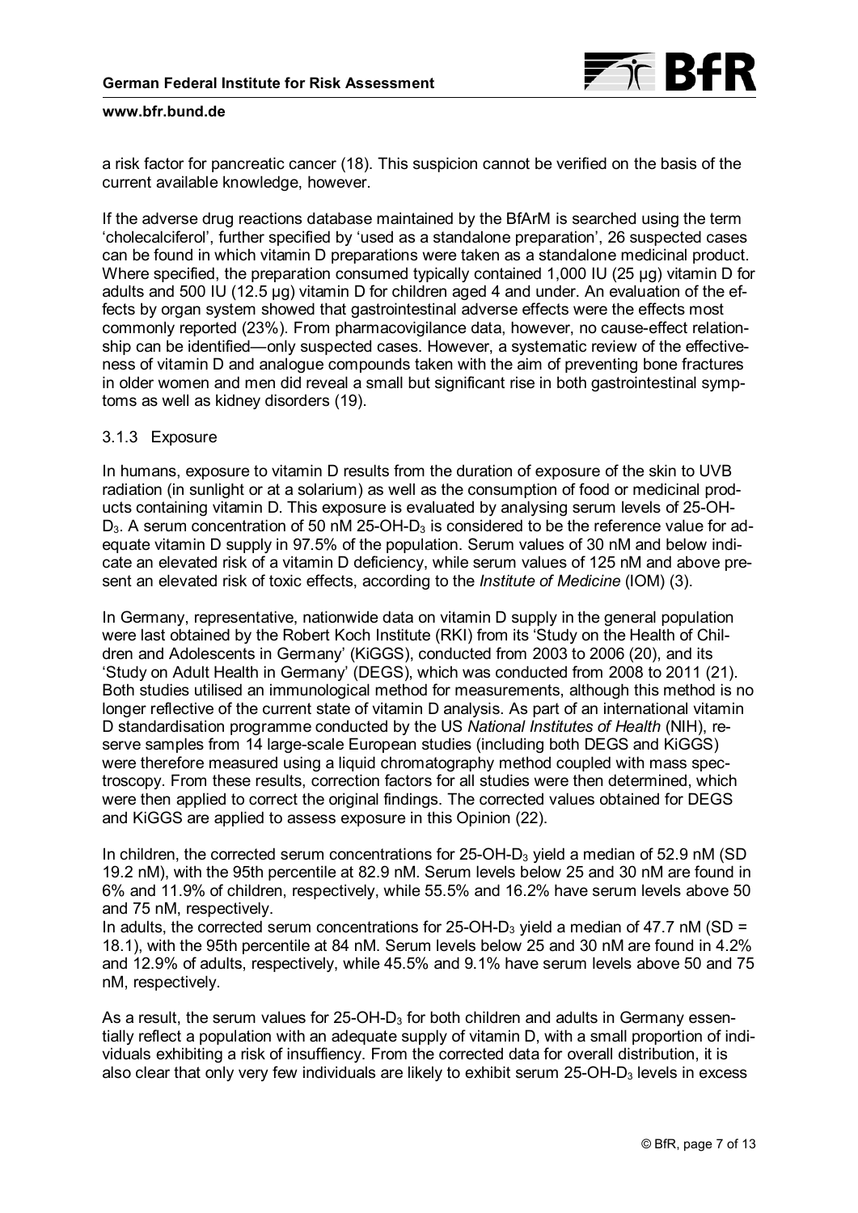a risk factor for pancreatic cancer (18). This suspicion cannot be verified on the basis of the current available knowledge, however.

If the adverse drug reactions database maintained by the BfArM is searched using the term 'cholecalciferol', further specified by 'used as a standalone preparation', 26 suspected cases can be found in which vitamin D preparations were taken as a standalone medicinal product. Where specified, the preparation consumed typically contained 1,000 IU (25 µg) vitamin D for adults and 500 IU (12.5 µg) vitamin D for children aged 4 and under. An evaluation of the effects by organ system showed that gastrointestinal adverse effects were the effects most commonly reported (23%). From pharmacovigilance data, however, no cause-effect relationship can be identified—only suspected cases. However, a systematic review of the effectiveness of vitamin D and analogue compounds taken with the aim of preventing bone fractures in older women and men did reveal a small but significant rise in both gastrointestinal symptoms as well as kidney disorders (19).

### 3.1.3 Exposure

In humans, exposure to vitamin D results from the duration of exposure of the skin to UVB radiation (in sunlight or at a solarium) as well as the consumption of food or medicinal products containing vitamin D. This exposure is evaluated by analysing serum levels of 25-OH-$D_3$. A serum concentration of 50 nM 25-OH-$D_3$ is considered to be the reference value for adequate vitamin D supply in 97.5% of the population. Serum values of 30 nM and below indicate an elevated risk of a vitamin D deficiency, while serum values of 125 nM and above present an elevated risk of toxic effects, according to the *Institute of Medicine* (IOM) (3).

In Germany, representative, nationwide data on vitamin D supply in the general population were last obtained by the Robert Koch Institute (RKI) from its 'Study on the Health of Children and Adolescents in Germany' (KiGGS), conducted from 2003 to 2006 (20), and its 'Study on Adult Health in Germany' (DEGS), which was conducted from 2008 to 2011 (21). Both studies utilised an immunological method for measurements, although this method is no longer reflective of the current state of vitamin D analysis. As part of an international vitamin D standardisation programme conducted by the US *National Institutes of Health* (NIH), reserve samples from 14 large-scale European studies (including both DEGS and KiGGS) were therefore measured using a liquid chromatography method coupled with mass spectroscopy. From these results, correction factors for all studies were then determined, which were then applied to correct the original findings. The corrected values obtained for DEGS and KiGGS are applied to assess exposure in this Opinion (22).

In children, the corrected serum concentrations for 25-OH-$D_3$ yield a median of 52.9 nM (SD 19.2 nM), with the 95th percentile at 82.9 nM. Serum levels below 25 and 30 nM are found in 6% and 11.9% of children, respectively, while 55.5% and 16.2% have serum levels above 50 and 75 nM, respectively.
In adults, the corrected serum concentrations for 25-OH-$D_3$ yield a median of 47.7 nM (SD = 18.1), with the 95th percentile at 84 nM. Serum levels below 25 and 30 nM are found in 4.2% and 12.9% of adults, respectively, while 45.5% and 9.1% have serum levels above 50 and 75 nM, respectively.

As a result, the serum values for 25-OH-$D_3$ for both children and adults in Germany essentially reflect a population with an adequate supply of vitamin D, with a small proportion of individuals exhibiting a risk of insuffiency. From the corrected data for overall distribution, it is also clear that only very few individuals are likely to exhibit serum 25-OH-$D_3$ levels in excess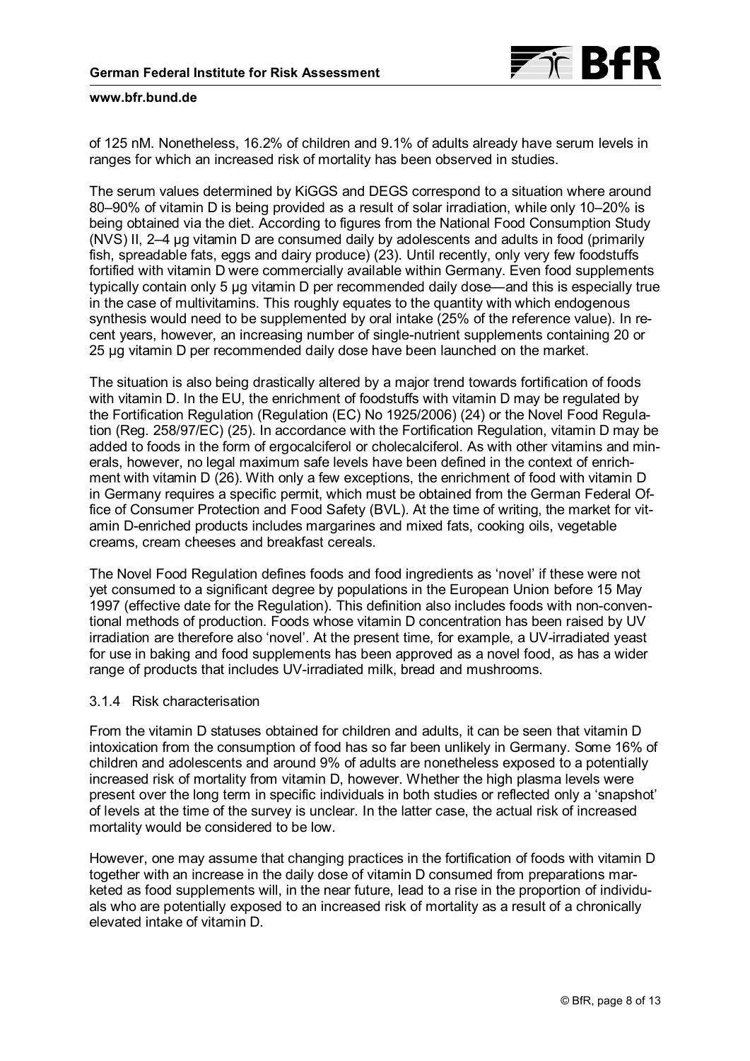of 125 nM. Nonetheless, 16.2% of children and 9.1% of adults already have serum levels in ranges for which an increased risk of mortality has been observed in studies.

The serum values determined by KiGGS and DEGS correspond to a situation where around 80–90% of vitamin D is being provided as a result of solar irradiation, while only 10–20% is being obtained via the diet. According to figures from the National Food Consumption Study (NVS) II, 2–4 µg vitamin D are consumed daily by adolescents and adults in food (primarily fish, spreadable fats, eggs and dairy produce) (23). Until recently, only very few foodstuffs fortified with vitamin D were commercially available within Germany. Even food supplements typically contain only 5 µg vitamin D per recommended daily dose—and this is especially true in the case of multivitamins. This roughly equates to the quantity with which endogenous synthesis would need to be supplemented by oral intake (25% of the reference value). In recent years, however, an increasing number of single-nutrient supplements containing 20 or 25 µg vitamin D per recommended daily dose have been launched on the market.

The situation is also being drastically altered by a major trend towards fortification of foods with vitamin D. In the EU, the enrichment of foodstuffs with vitamin D may be regulated by the Fortification Regulation (Regulation (EC) No 1925/2006) (24) or the Novel Food Regulation (Reg. 258/97/EC) (25). In accordance with the Fortification Regulation, vitamin D may be added to foods in the form of ergocalciferol or cholecalciferol. As with other vitamins and minerals, however, no legal maximum safe levels have been defined in the context of enrichment with vitamin D (26). With only a few exceptions, the enrichment of food with vitamin D in Germany requires a specific permit, which must be obtained from the German Federal Office of Consumer Protection and Food Safety (BVL). At the time of writing, the market for vitamin D-enriched products includes margarines and mixed fats, cooking oils, vegetable creams, cream cheeses and breakfast cereals.

The Novel Food Regulation defines foods and food ingredients as 'novel' if these were not yet consumed to a significant degree by populations in the European Union before 15 May 1997 (effective date for the Regulation). This definition also includes foods with non-conventional methods of production. Foods whose vitamin D concentration has been raised by UV irradiation are therefore also 'novel'. At the present time, for example, a UV-irradiated yeast for use in baking and food supplements has been approved as a novel food, as has a wider range of products that includes UV-irradiated milk, bread and mushrooms.

#### 3.1.4 Risk characterisation

From the vitamin D statuses obtained for children and adults, it can be seen that vitamin D intoxication from the consumption of food has so far been unlikely in Germany. Some 16% of children and adolescents and around 9% of adults are nonetheless exposed to a potentially increased risk of mortality from vitamin D, however. Whether the high plasma levels were present over the long term in specific individuals in both studies or reflected only a 'snapshot' of levels at the time of the survey is unclear. In the latter case, the actual risk of increased mortality would be considered to be low.

However, one may assume that changing practices in the fortification of foods with vitamin D together with an increase in the daily dose of vitamin D consumed from preparations marketed as food supplements will, in the near future, lead to a rise in the proportion of individuals who are potentially exposed to an increased risk of mortality as a result of a chronically elevated intake of vitamin D.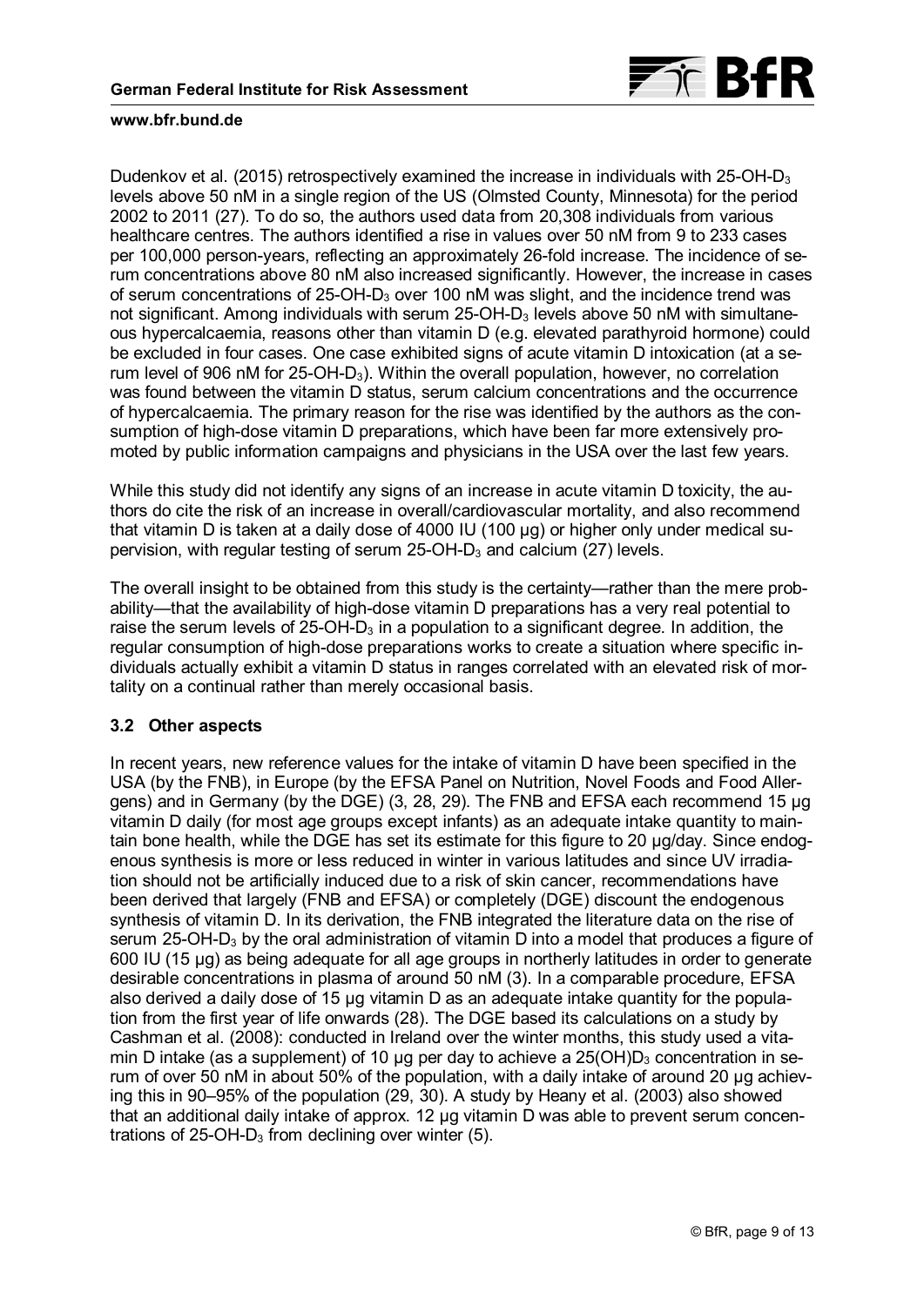Dudenkov et al. (2015) retrospectively examined the increase in individuals with 25-OH-$D_3$ levels above 50 nM in a single region of the US (Olmsted County, Minnesota) for the period 2002 to 2011 (27). To do so, the authors used data from 20,308 individuals from various healthcare centres. The authors identified a rise in values over 50 nM from 9 to 233 cases per 100,000 person-years, reflecting an approximately 26-fold increase. The incidence of serum concentrations above 80 nM also increased significantly. However, the increase in cases of serum concentrations of 25-OH-$D_3$ over 100 nM was slight, and the incidence trend was not significant. Among individuals with serum 25-OH-$D_3$ levels above 50 nM with simultaneous hypercalcaemia, reasons other than vitamin D (e.g. elevated parathyroid hormone) could be excluded in four cases. One case exhibited signs of acute vitamin D intoxication (at a serum level of 906 nM for 25-OH-$D_3$). Within the overall population, however, no correlation was found between the vitamin D status, serum calcium concentrations and the occurrence of hypercalcaemia. The primary reason for the rise was identified by the authors as the consumption of high-dose vitamin D preparations, which have been far more extensively promoted by public information campaigns and physicians in the USA over the last few years.

While this study did not identify any signs of an increase in acute vitamin D toxicity, the authors do cite the risk of an increase in overall/cardiovascular mortality, and also recommend that vitamin D is taken at a daily dose of 4000 IU (100 µg) or higher only under medical supervision, with regular testing of serum 25-OH-$D_3$ and calcium (27) levels.

The overall insight to be obtained from this study is the certainty—rather than the mere probability—that the availability of high-dose vitamin D preparations has a very real potential to raise the serum levels of 25-OH-$D_3$ in a population to a significant degree. In addition, the regular consumption of high-dose preparations works to create a situation where specific individuals actually exhibit a vitamin D status in ranges correlated with an elevated risk of mortality on a continual rather than merely occasional basis.

## 3.2 Other aspects

In recent years, new reference values for the intake of vitamin D have been specified in the USA (by the FNB), in Europe (by the EFSA Panel on Nutrition, Novel Foods and Food Allergens) and in Germany (by the DGE) (3, 28, 29). The FNB and EFSA each recommend 15 µg vitamin D daily (for most age groups except infants) as an adequate intake quantity to maintain bone health, while the DGE has set its estimate for this figure to 20 µg/day. Since endogenous synthesis is more or less reduced in winter in various latitudes and since UV irradiation should not be artificially induced due to a risk of skin cancer, recommendations have been derived that largely (FNB and EFSA) or completely (DGE) discount the endogenous synthesis of vitamin D. In its derivation, the FNB integrated the literature data on the rise of serum 25-OH-$D_3$ by the oral administration of vitamin D into a model that produces a figure of 600 IU (15 µg) as being adequate for all age groups in northerly latitudes in order to generate desirable concentrations in plasma of around 50 nM (3). In a comparable procedure, EFSA also derived a daily dose of 15 µg vitamin D as an adequate intake quantity for the population from the first year of life onwards (28). The DGE based its calculations on a study by Cashman et al. (2008): conducted in Ireland over the winter months, this study used a vitamin D intake (as a supplement) of 10 µg per day to achieve a 25(OH)$D_3$ concentration in serum of over 50 nM in about 50% of the population, with a daily intake of around 20 µg achieving this in 90–95% of the population (29, 30). A study by Heany et al. (2003) also showed that an additional daily intake of approx. 12 µg vitamin D was able to prevent serum concentrations of 25-OH-$D_3$ from declining over winter (5).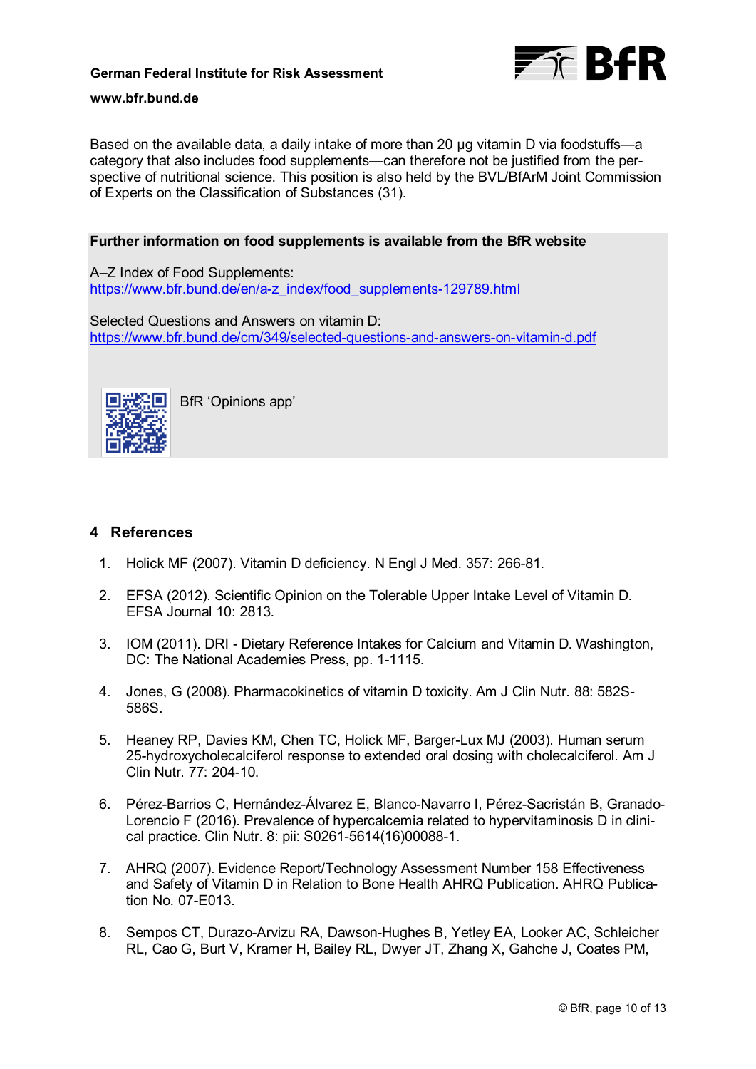Based on the available data, a daily intake of more than 20 µg vitamin D via foodstuffs—a category that also includes food supplements—can therefore not be justified from the perspective of nutritional science. This position is also held by the BVL/BfArM Joint Commission of Experts on the Classification of Substances (31).

**Further information on food supplements is available from the BfR website**

A–Z Index of Food Supplements:
https://www.bfr.bund.de/en/a-z_index/food_supplements-129789.html

Selected Questions and Answers on vitamin D:
https://www.bfr.bund.de/cm/349/selected-questions-and-answers-on-vitamin-d.pdf

BfR 'Opinions app'

## 4 References

1. Holick MF (2007). Vitamin D deficiency. N Engl J Med. 357: 266-81.

2. EFSA (2012). Scientific Opinion on the Tolerable Upper Intake Level of Vitamin D. EFSA Journal 10: 2813.

3. IOM (2011). DRI - Dietary Reference Intakes for Calcium and Vitamin D. Washington, DC: The National Academies Press, pp. 1-1115.

4. Jones, G (2008). Pharmacokinetics of vitamin D toxicity. Am J Clin Nutr. 88: 582S-586S.

5. Heaney RP, Davies KM, Chen TC, Holick MF, Barger-Lux MJ (2003). Human serum 25-hydroxycholecalciferol response to extended oral dosing with cholecalciferol. Am J Clin Nutr. 77: 204-10.

6. Pérez-Barrios C, Hernández-Álvarez E, Blanco-Navarro I, Pérez-Sacristán B, Granado-Lorencio F (2016). Prevalence of hypercalcemia related to hypervitaminosis D in clinical practice. Clin Nutr. 8: pii: S0261-5614(16)00088-1.

7. AHRQ (2007). Evidence Report/Technology Assessment Number 158 Effectiveness and Safety of Vitamin D in Relation to Bone Health AHRQ Publication. AHRQ Publication No. 07-E013.

8. Sempos CT, Durazo-Arvizu RA, Dawson-Hughes B, Yetley EA, Looker AC, Schleicher RL, Cao G, Burt V, Kramer H, Bailey RL, Dwyer JT, Zhang X, Gahche J, Coates PM,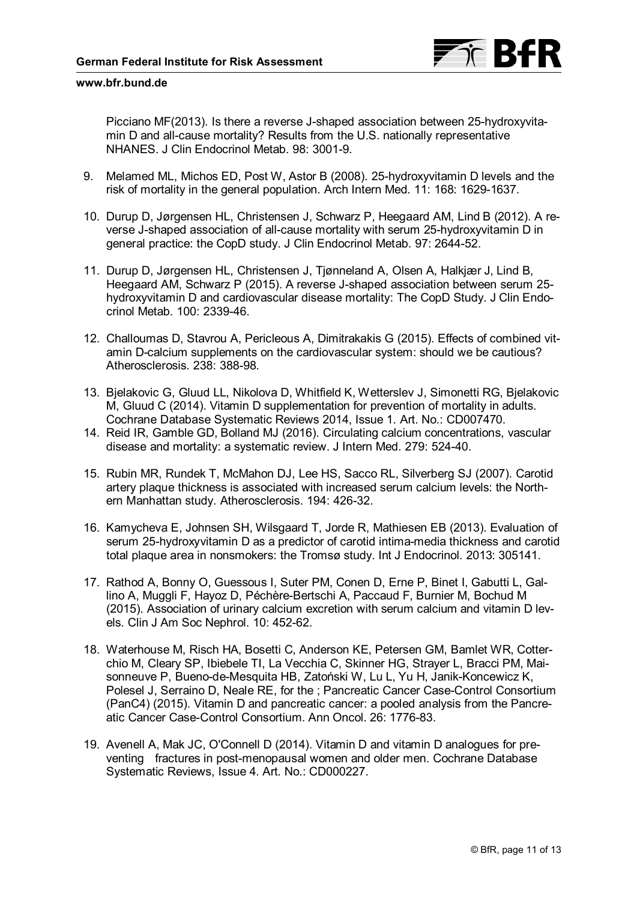Picciano MF(2013). Is there a reverse J-shaped association between 25-hydroxyvitamin D and all-cause mortality? Results from the U.S. nationally representative NHANES. J Clin Endocrinol Metab. 98: 3001-9.

9. Melamed ML, Michos ED, Post W, Astor B (2008). 25-hydroxyvitamin D levels and the risk of mortality in the general population. Arch Intern Med. 11: 168: 1629-1637.

10. Durup D, Jørgensen HL, Christensen J, Schwarz P, Heegaard AM, Lind B (2012). A reverse J-shaped association of all-cause mortality with serum 25-hydroxyvitamin D in general practice: the CopD study. J Clin Endocrinol Metab. 97: 2644-52.

11. Durup D, Jørgensen HL, Christensen J, Tjønneland A, Olsen A, Halkjær J, Lind B, Heegaard AM, Schwarz P (2015). A reverse J-shaped association between serum 25-hydroxyvitamin D and cardiovascular disease mortality: The CopD Study. J Clin Endocrinol Metab. 100: 2339-46.

12. Challoumas D, Stavrou A, Pericleous A, Dimitrakakis G (2015). Effects of combined vitamin D-calcium supplements on the cardiovascular system: should we be cautious? Atherosclerosis. 238: 388-98.

13. Bjelakovic G, Gluud LL, Nikolova D, Whitfield K, Wetterslev J, Simonetti RG, Bjelakovic M, Gluud C (2014). Vitamin D supplementation for prevention of mortality in adults. Cochrane Database Systematic Reviews 2014, Issue 1. Art. No.: CD007470.

14. Reid IR, Gamble GD, Bolland MJ (2016). Circulating calcium concentrations, vascular disease and mortality: a systematic review. J Intern Med. 279: 524-40.

15. Rubin MR, Rundek T, McMahon DJ, Lee HS, Sacco RL, Silverberg SJ (2007). Carotid artery plaque thickness is associated with increased serum calcium levels: the Northern Manhattan study. Atherosclerosis. 194: 426-32.

16. Kamycheva E, Johnsen SH, Wilsgaard T, Jorde R, Mathiesen EB (2013). Evaluation of serum 25-hydroxyvitamin D as a predictor of carotid intima-media thickness and carotid total plaque area in nonsmokers: the Tromsø study. Int J Endocrinol. 2013: 305141.

17. Rathod A, Bonny O, Guessous I, Suter PM, Conen D, Erne P, Binet I, Gabutti L, Gallino A, Muggli F, Hayoz D, Péchère-Bertschi A, Paccaud F, Burnier M, Bochud M (2015). Association of urinary calcium excretion with serum calcium and vitamin D levels. Clin J Am Soc Nephrol. 10: 452-62.

18. Waterhouse M, Risch HA, Bosetti C, Anderson KE, Petersen GM, Bamlet WR, Cotterchio M, Cleary SP, Ibiebele TI, La Vecchia C, Skinner HG, Strayer L, Bracci PM, Maisonneuve P, Bueno-de-Mesquita HB, Zatoński W, Lu L, Yu H, Janik-Koncewicz K, Polesel J, Serraino D, Neale RE, for the ; Pancreatic Cancer Case-Control Consortium (PanC4) (2015). Vitamin D and pancreatic cancer: a pooled analysis from the Pancreatic Cancer Case-Control Consortium. Ann Oncol. 26: 1776-83.

19. Avenell A, Mak JC, O'Connell D (2014). Vitamin D and vitamin D analogues for preventing fractures in post-menopausal women and older men. Cochrane Database Systematic Reviews, Issue 4. Art. No.: CD000227.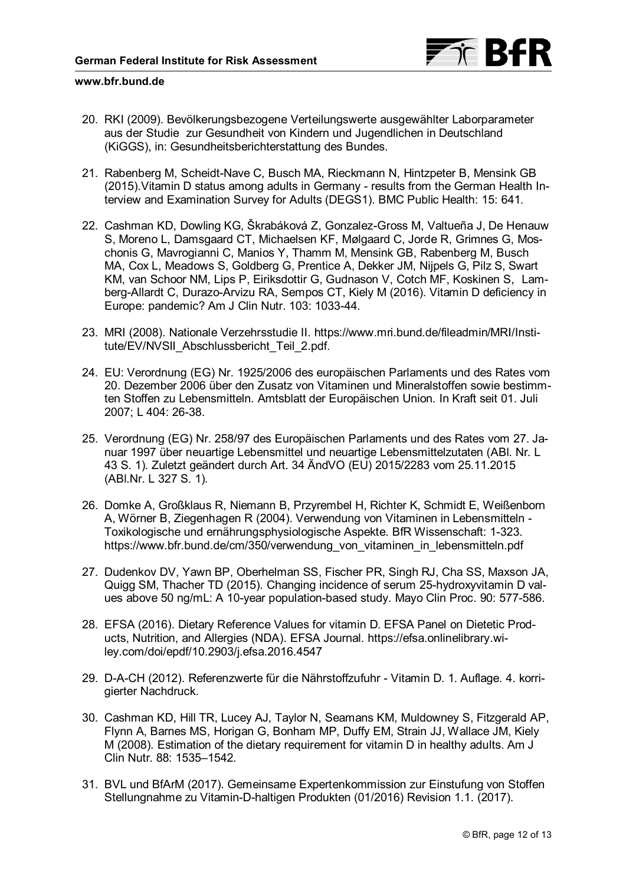20. RKI (2009). Bevölkerungsbezogene Verteilungswerte ausgewählter Laborparameter aus der Studie zur Gesundheit von Kindern und Jugendlichen in Deutschland (KiGGS), in: Gesundheitsberichterstattung des Bundes.

21. Rabenberg M, Scheidt-Nave C, Busch MA, Rieckmann N, Hintzpeter B, Mensink GB (2015).Vitamin D status among adults in Germany - results from the German Health Interview and Examination Survey for Adults (DEGS1). BMC Public Health: 15: 641.

22. Cashman KD, Dowling KG, Škrabáková Z, Gonzalez-Gross M, Valtueña J, De Henauw S, Moreno L, Damsgaard CT, Michaelsen KF, Mølgaard C, Jorde R, Grimnes G, Moschonis G, Mavrogianni C, Manios Y, Thamm M, Mensink GB, Rabenberg M, Busch MA, Cox L, Meadows S, Goldberg G, Prentice A, Dekker JM, Nijpels G, Pilz S, Swart KM, van Schoor NM, Lips P, Eiriksdottir G, Gudnason V, Cotch MF, Koskinen S, Lamberg-Allardt C, Durazo-Arvizu RA, Sempos CT, Kiely M (2016). Vitamin D deficiency in Europe: pandemic? Am J Clin Nutr. 103: 1033-44.

23. MRI (2008). Nationale Verzehrsstudie II. https://www.mri.bund.de/fileadmin/MRI/Institute/EV/NVSII_Abschlussbericht_Teil_2.pdf.

24. EU: Verordnung (EG) Nr. 1925/2006 des europäischen Parlaments und des Rates vom 20. Dezember 2006 über den Zusatz von Vitaminen und Mineralstoffen sowie bestimmten Stoffen zu Lebensmitteln. Amtsblatt der Europäischen Union. In Kraft seit 01. Juli 2007; L 404: 26-38.

25. Verordnung (EG) Nr. 258/97 des Europäischen Parlaments und des Rates vom 27. Januar 1997 über neuartige Lebensmittel und neuartige Lebensmittelzutaten (ABl. Nr. L 43 S. 1). Zuletzt geändert durch Art. 34 ÄndVO (EU) 2015/2283 vom 25.11.2015 (ABl.Nr. L 327 S. 1).

26. Domke A, Großklaus R, Niemann B, Przyrembel H, Richter K, Schmidt E, Weißenborn A, Wörner B, Ziegenhagen R (2004). Verwendung von Vitaminen in Lebensmitteln - Toxikologische und ernährungsphysiologische Aspekte. BfR Wissenschaft: 1-323. https://www.bfr.bund.de/cm/350/verwendung_von_vitaminen_in_lebensmitteln.pdf

27. Dudenkov DV, Yawn BP, Oberhelman SS, Fischer PR, Singh RJ, Cha SS, Maxson JA, Quigg SM, Thacher TD (2015). Changing incidence of serum 25-hydroxyvitamin D values above 50 ng/mL: A 10-year population-based study. Mayo Clin Proc. 90: 577-586.

28. EFSA (2016). Dietary Reference Values for vitamin D. EFSA Panel on Dietetic Products, Nutrition, and Allergies (NDA). EFSA Journal. https://efsa.onlinelibrary.wiley.com/doi/epdf/10.2903/j.efsa.2016.4547

29. D-A-CH (2012). Referenzwerte für die Nährstoffzufuhr - Vitamin D. 1. Auflage. 4. korrigierter Nachdruck.

30. Cashman KD, Hill TR, Lucey AJ, Taylor N, Seamans KM, Muldowney S, Fitzgerald AP, Flynn A, Barnes MS, Horigan G, Bonham MP, Duffy EM, Strain JJ, Wallace JM, Kiely M (2008). Estimation of the dietary requirement for vitamin D in healthy adults. Am J Clin Nutr. 88: 1535–1542.

31. BVL und BfArM (2017). Gemeinsame Expertenkommission zur Einstufung von Stoffen Stellungnahme zu Vitamin-D-haltigen Produkten (01/2016) Revision 1.1. (2017).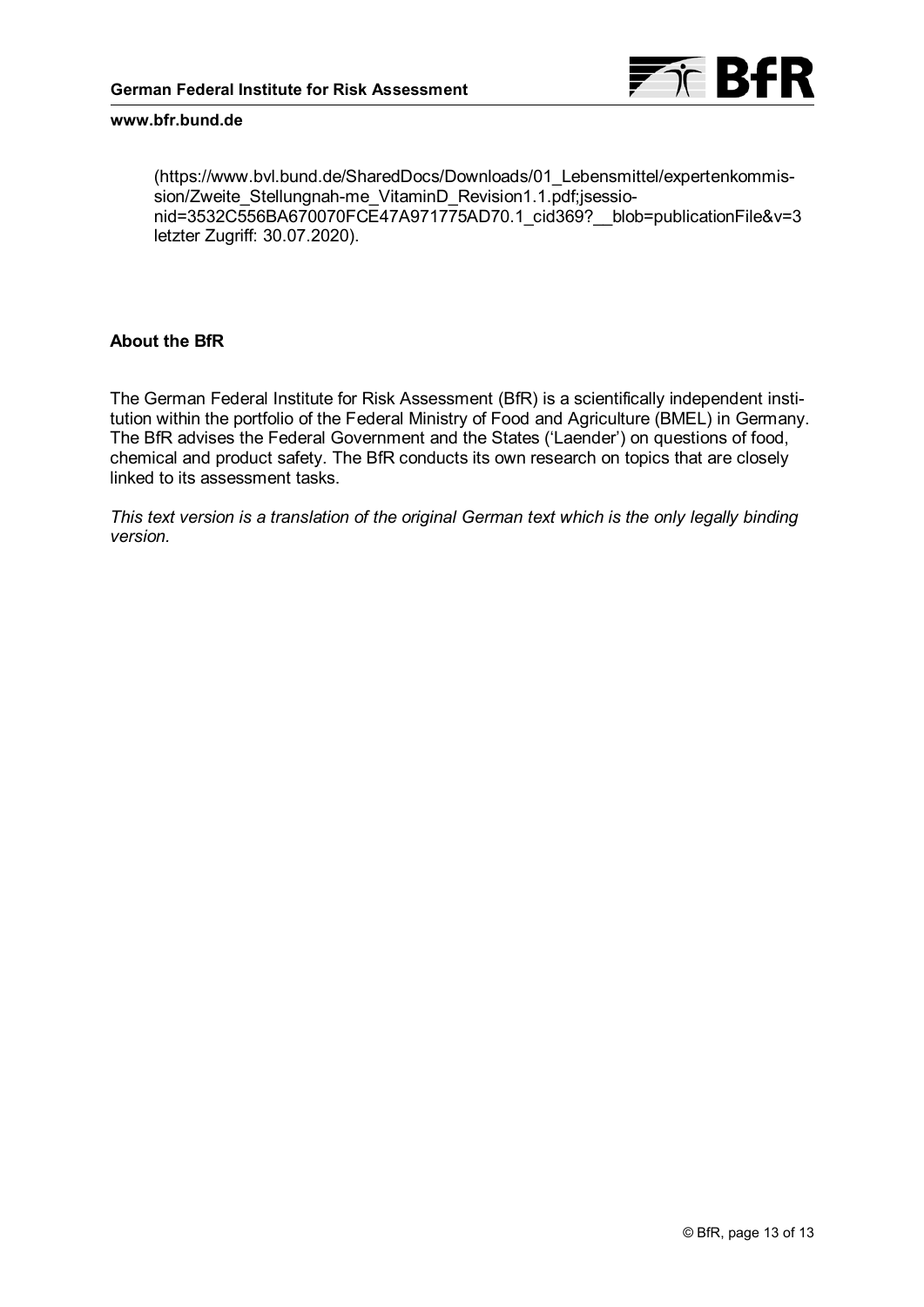(https://www.bvl.bund.de/SharedDocs/Downloads/01_Lebensmittel/expertenkommission/Zweite_Stellungnah-me_VitaminD_Revision1.1.pdf;jsessionid=3532C556BA670070FCE47A971775AD70.1_cid369?__blob=publicationFile&v=3 letzter Zugriff: 30.07.2020).

**About the BfR**

The German Federal Institute for Risk Assessment (BfR) is a scientifically independent institution within the portfolio of the Federal Ministry of Food and Agriculture (BMEL) in Germany. The BfR advises the Federal Government and the States ('Laender') on questions of food, chemical and product safety. The BfR conducts its own research on topics that are closely linked to its assessment tasks.

*This text version is a translation of the original German text which is the only legally binding version.*